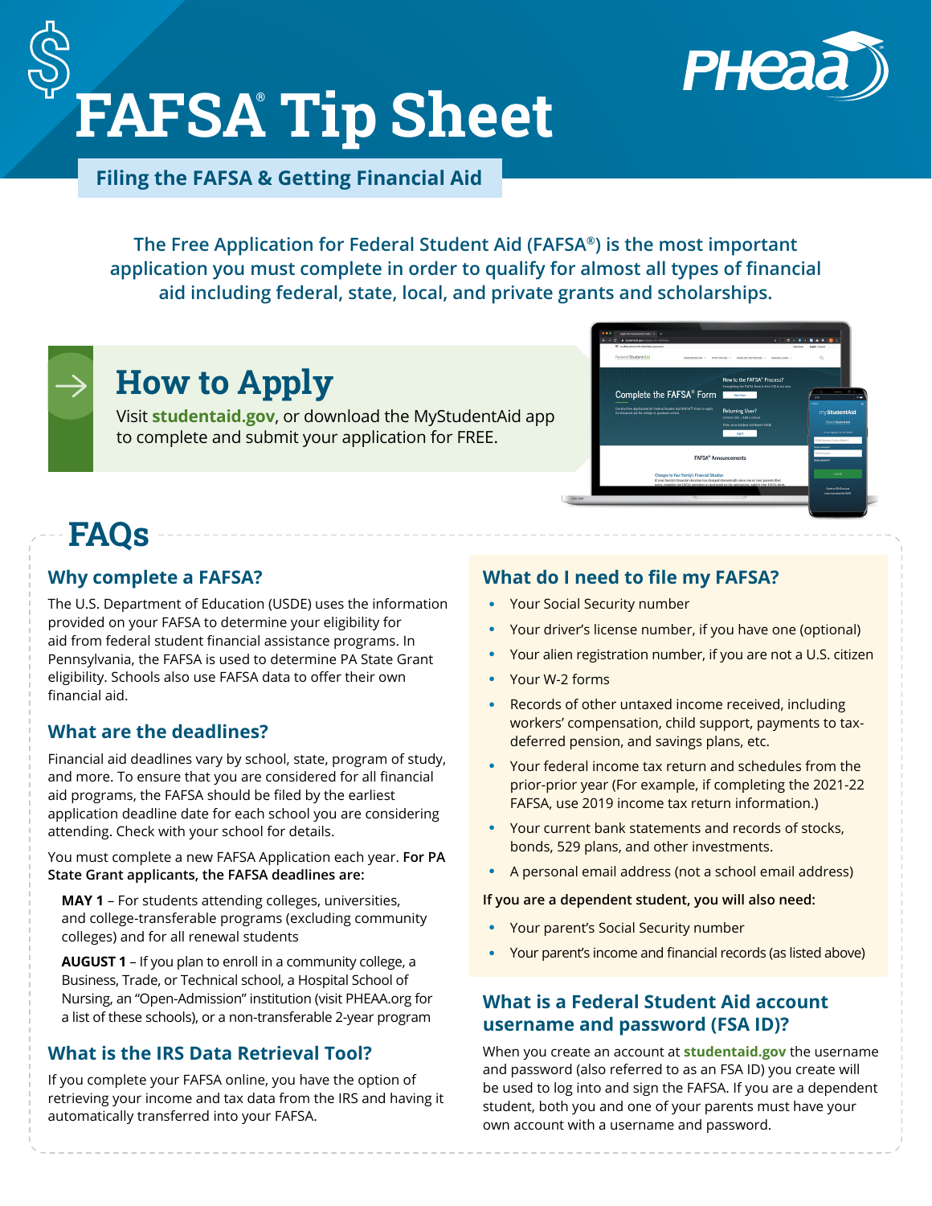# FAFSA® Tip Sheet

**Filing the FAFSA & Getting Financial Aid**

**The Free Application for Federal Student Aid (FAFSA®) is the most important application you must complete in order to qualify for almost all types of financial aid including federal, state, local, and private grants and scholarships.**

## How to Apply

Visit **studentaid.gov**, or download the MyStudentAid app to complete and submit your application for FREE.

## FAQs

### Why complete a FAFSA?

The U.S. Department of Education (USDE) uses the information provided on your FAFSA to determine your eligibility for aid from federal student financial assistance programs. In Pennsylvania, the FAFSA is used to determine PA State Grant eligibility. Schools also use FAFSA data to offer their own financial aid.

### What are the deadlines?

Financial aid deadlines vary by school, state, program of study, and more. To ensure that you are considered for all financial aid programs, the FAFSA should be filed by the earliest application deadline date for each school you are considering attending. Check with your school for details.

You must complete a new FAFSA Application each year. **For PA State Grant applicants, the FAFSA deadlines are:**

**MAY 1** – For students attending colleges, universities, and college-transferable programs (excluding community colleges) and for all renewal students

**AUGUST 1** – If you plan to enroll in a community college, a Business, Trade, or Technical school, a Hospital School of Nursing, an "Open-Admission" institution (visit PHEAA.org for a list of these schools), or a non-transferable 2-year program

### What is the IRS Data Retrieval Tool?

If you complete your FAFSA online, you have the option of retrieving your income and tax data from the IRS and having it automatically transferred into your FAFSA.

### What do I need to file my FAFSA?

- Your Social Security number
- Your driver's license number, if you have one (optional)
- Your alien registration number, if you are not a U.S. citizen
- Your W-2 forms
- Records of other untaxed income received, including workers' compensation, child support, payments to tax-deferred pension, and savings plans, etc.
- Your federal income tax return and schedules from the prior-prior year (For example, if completing the 2021-22 FAFSA, use 2019 income tax return information.)
- Your current bank statements and records of stocks, bonds, 529 plans, and other investments.
- A personal email address (not a school email address)

**If you are a dependent student, you will also need:**

- Your parent's Social Security number
- Your parent's income and financial records (as listed above)

### What is a Federal Student Aid account username and password (FSA ID)?

When you create an account at **studentaid.gov** the username and password (also referred to as an FSA ID) you create will be used to log into and sign the FAFSA. If you are a dependent student, both you and one of your parents must have your own account with a username and password.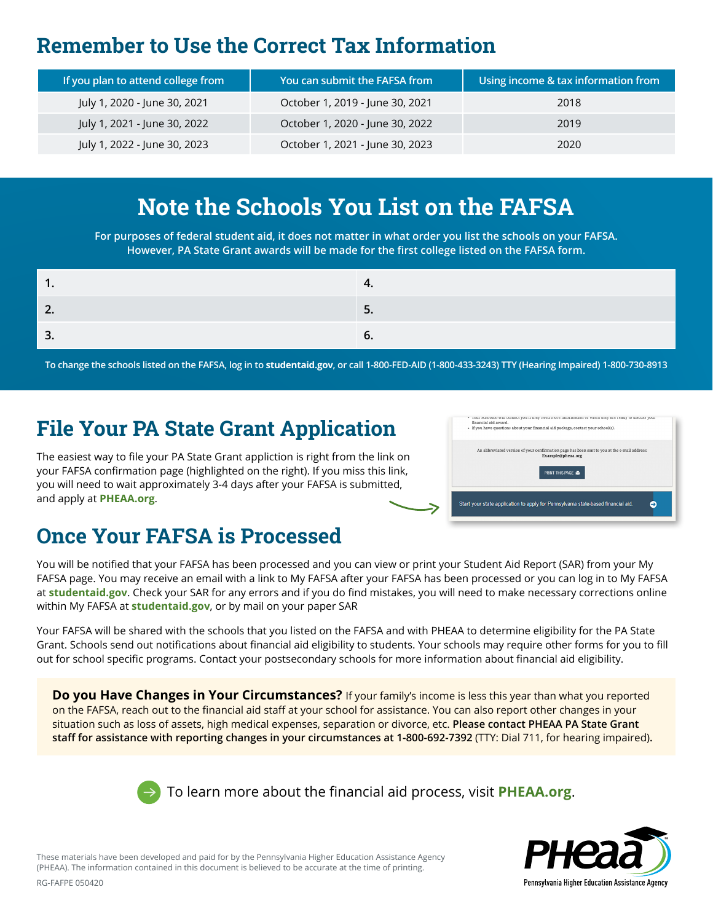## Remember to Use the Correct Tax Information

| If you plan to attend college from | You can submit the FAFSA from | Using income & tax information from |
|---|---|---|
| July 1, 2020 - June 30, 2021 | October 1, 2019 - June 30, 2021 | 2018 |
| July 1, 2021 - June 30, 2022 | October 1, 2020 - June 30, 2022 | 2019 |
| July 1, 2022 - June 30, 2023 | October 1, 2021 - June 30, 2023 | 2020 |

## Note the Schools You List on the FAFSA

For purposes of federal student aid, it does not matter in what order you list the schools on your FAFSA. However, PA State Grant awards will be made for the first college listed on the FAFSA form.

| | |
|---|---|
| 1. | 4. |
| 2. | 5. |
| 3. | 6. |

To change the schools listed on the FAFSA, log in to **studentaid.gov**, or call 1-800-FED-AID (1-800-433-3243) TTY (Hearing Impaired) 1-800-730-8913

## File Your PA State Grant Application

The easiest way to file your PA State Grant appliction is right from the link on your FAFSA confirmation page (highlighted on the right). If you miss this link, you will need to wait approximately 3-4 days after your FAFSA is submitted, and apply at **PHEAA.org**.

An abbreviated version of your confirmation page has been sent to you at the e-mail address: Example@pheaa.org

PRINT THIS PAGE

Start your state application to apply for Pennsylvania state-based financial aid.

## Once Your FAFSA is Processed

You will be notified that your FAFSA has been processed and you can view or print your Student Aid Report (SAR) from your My FAFSA page. You may receive an email with a link to My FAFSA after your FAFSA has been processed or you can log in to My FAFSA at **studentaid.gov**. Check your SAR for any errors and if you do find mistakes, you will need to make necessary corrections online within My FAFSA at **studentaid.gov**, or by mail on your paper SAR

Your FAFSA will be shared with the schools that you listed on the FAFSA and with PHEAA to determine eligibility for the PA State Grant. Schools send out notifications about financial aid eligibility to students. Your schools may require other forms for you to fill out for school specific programs. Contact your postsecondary schools for more information about financial aid eligibility.

**Do you Have Changes in Your Circumstances?** If your family's income is less this year than what you reported on the FAFSA, reach out to the financial aid staff at your school for assistance. You can also report other changes in your situation such as loss of assets, high medical expenses, separation or divorce, etc. **Please contact PHEAA PA State Grant staff for assistance with reporting changes in your circumstances at 1-800-692-7392** (TTY: Dial 711, for hearing impaired).

To learn more about the financial aid process, visit **PHEAA.org**.

These materials have been developed and paid for by the Pennsylvania Higher Education Assistance Agency (PHEAA). The information contained in this document is believed to be accurate at the time of printing.

RG-FAFPE 050420

PHEAA Pennsylvania Higher Education Assistance Agency